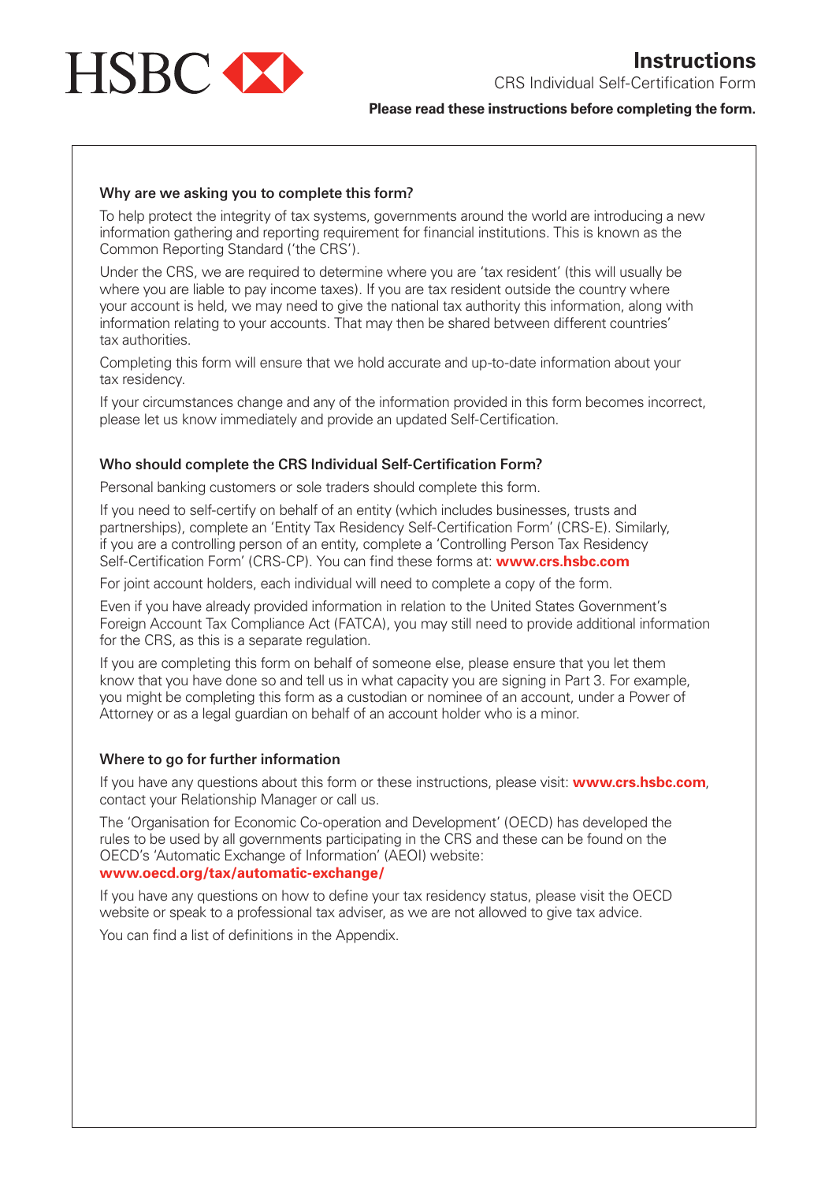# Instructions

CRS Individual Self-Certification Form

**Please read these instructions before completing the form.**

### Why are we asking you to complete this form?

To help protect the integrity of tax systems, governments around the world are introducing a new information gathering and reporting requirement for financial institutions. This is known as the Common Reporting Standard ('the CRS').

Under the CRS, we are required to determine where you are 'tax resident' (this will usually be where you are liable to pay income taxes). If you are tax resident outside the country where your account is held, we may need to give the national tax authority this information, along with information relating to your accounts. That may then be shared between different countries' tax authorities.

Completing this form will ensure that we hold accurate and up-to-date information about your tax residency.

If your circumstances change and any of the information provided in this form becomes incorrect, please let us know immediately and provide an updated Self-Certification.

### Who should complete the CRS Individual Self-Certification Form?

Personal banking customers or sole traders should complete this form.

If you need to self-certify on behalf of an entity (which includes businesses, trusts and partnerships), complete an 'Entity Tax Residency Self-Certification Form' (CRS-E). Similarly, if you are a controlling person of an entity, complete a 'Controlling Person Tax Residency Self-Certification Form' (CRS-CP). You can find these forms at: **www.crs.hsbc.com**

For joint account holders, each individual will need to complete a copy of the form.

Even if you have already provided information in relation to the United States Government's Foreign Account Tax Compliance Act (FATCA), you may still need to provide additional information for the CRS, as this is a separate regulation.

If you are completing this form on behalf of someone else, please ensure that you let them know that you have done so and tell us in what capacity you are signing in Part 3. For example, you might be completing this form as a custodian or nominee of an account, under a Power of Attorney or as a legal guardian on behalf of an account holder who is a minor.

### Where to go for further information

If you have any questions about this form or these instructions, please visit: **www.crs.hsbc.com**, contact your Relationship Manager or call us.

The 'Organisation for Economic Co-operation and Development' (OECD) has developed the rules to be used by all governments participating in the CRS and these can be found on the OECD's 'Automatic Exchange of Information' (AEOI) website:
**www.oecd.org/tax/automatic-exchange/**

If you have any questions on how to define your tax residency status, please visit the OECD website or speak to a professional tax adviser, as we are not allowed to give tax advice.

You can find a list of definitions in the Appendix.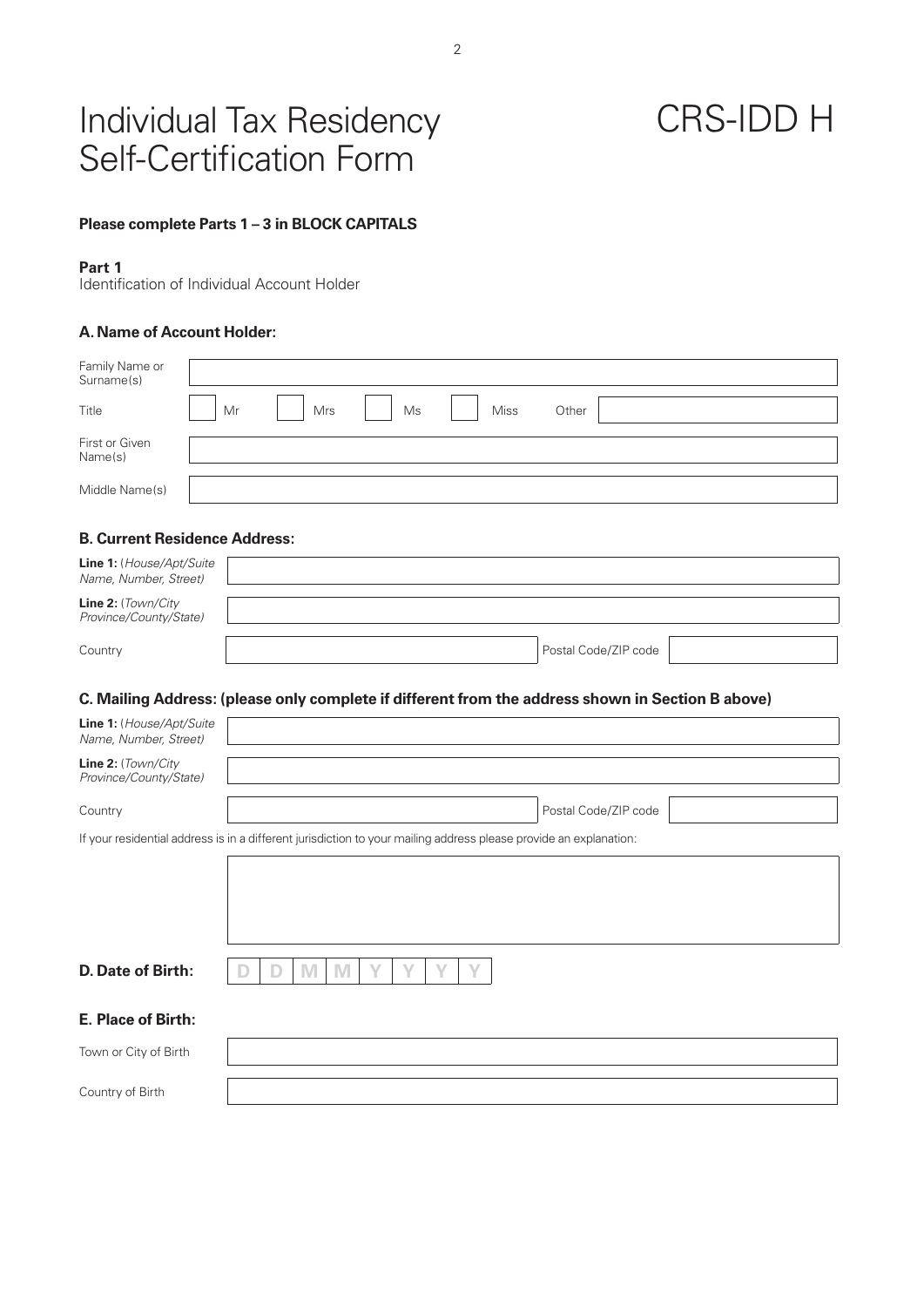# Individual Tax Residency Self-Certification Form

# CRS-IDD H

**Please complete Parts 1 – 3 in BLOCK CAPITALS**

**Part 1**
Identification of Individual Account Holder

### A. Name of Account Holder:

| | |
|---|---|
| Family Name or Surname(s) | |
| Title | ☐ Mr ☐ Mrs ☐ Ms ☐ Miss Other |
| First or Given Name(s) | |
| Middle Name(s) | |

### B. Current Residence Address:

| | | | |
|---|---|---|---|
| **Line 1:** (*House/Apt/Suite Name, Number, Street*) | | | |
| **Line 2:** (*Town/City Province/County/State*) | | | |
| Country | | Postal Code/ZIP code | |

### C. Mailing Address: (please only complete if different from the address shown in Section B above)

| | | | |
|---|---|---|---|
| **Line 1:** (*House/Apt/Suite Name, Number, Street*) | | | |
| **Line 2:** (*Town/City Province/County/State*) | | | |
| Country | | Postal Code/ZIP code | |

If your residential address is in a different jurisdiction to your mailing address please provide an explanation:

### D. Date of Birth:

| D | D | M | M | Y | Y | Y | Y |
|---|---|---|---|---|---|---|---|

### E. Place of Birth:

| | |
|---|---|
| Town or City of Birth | |
| Country of Birth | |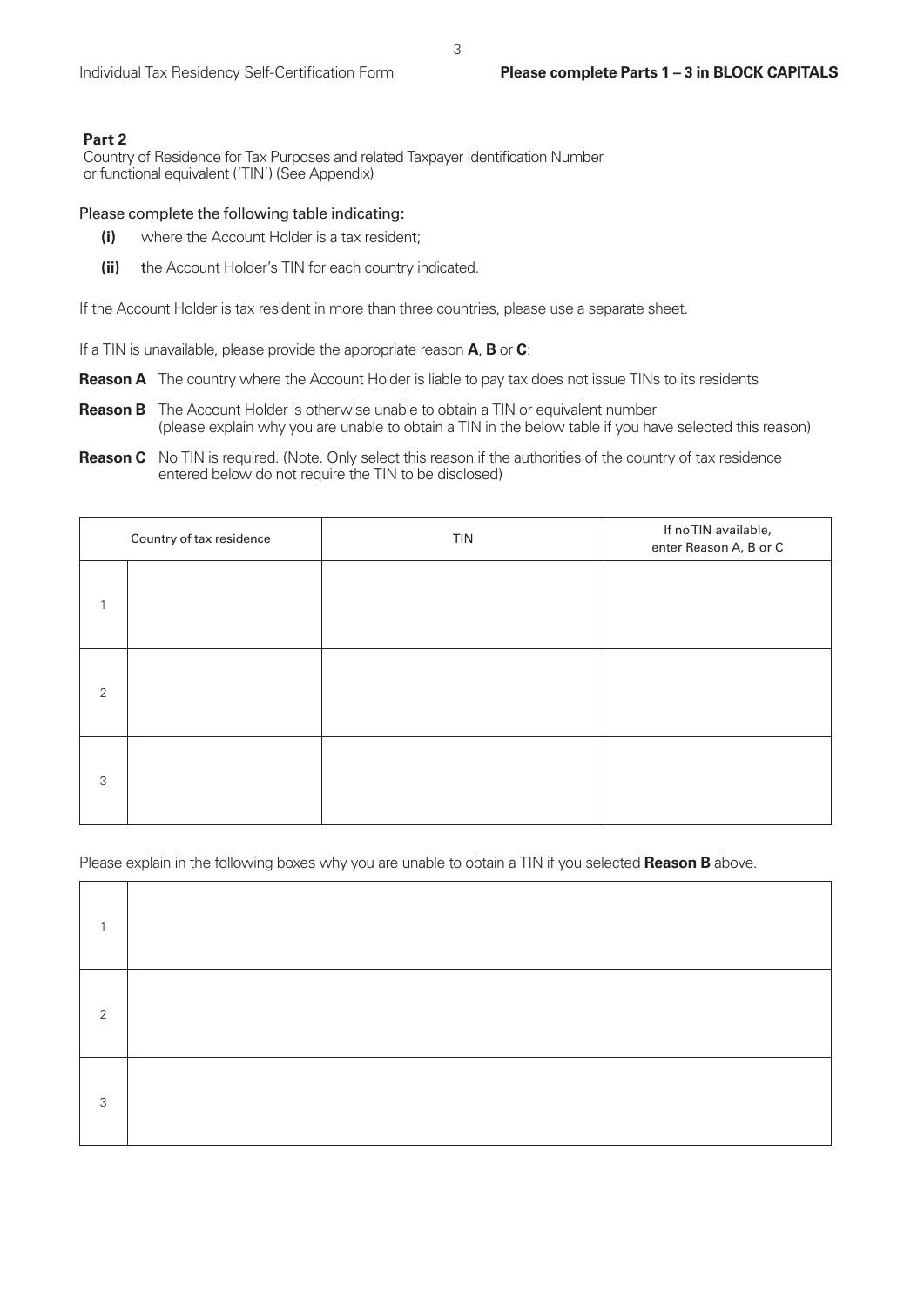Please complete Parts 1 – 3 in BLOCK CAPITALS

## Part 2

Country of Residence for Tax Purposes and related Taxpayer Identification Number or functional equivalent ('TIN') (See Appendix)

Please complete the following table indicating:

- **(i)** where the Account Holder is a tax resident;
- **(ii)** the Account Holder's TIN for each country indicated.

If the Account Holder is tax resident in more than three countries, please use a separate sheet.

If a TIN is unavailable, please provide the appropriate reason **A**, **B** or **C**:

**Reason A** The country where the Account Holder is liable to pay tax does not issue TINs to its residents

**Reason B** The Account Holder is otherwise unable to obtain a TIN or equivalent number (please explain why you are unable to obtain a TIN in the below table if you have selected this reason)

**Reason C** No TIN is required. (Note. Only select this reason if the authorities of the country of tax residence entered below do not require the TIN to be disclosed)

| Country of tax residence | | TIN | If no TIN available, enter Reason A, B or C |
|---|---|---|---|
| 1 | | | |
| 2 | | | |
| 3 | | | |

Please explain in the following boxes why you are unable to obtain a TIN if you selected **Reason B** above.

| | |
|---|---|
| 1 | |
| 2 | |
| 3 | |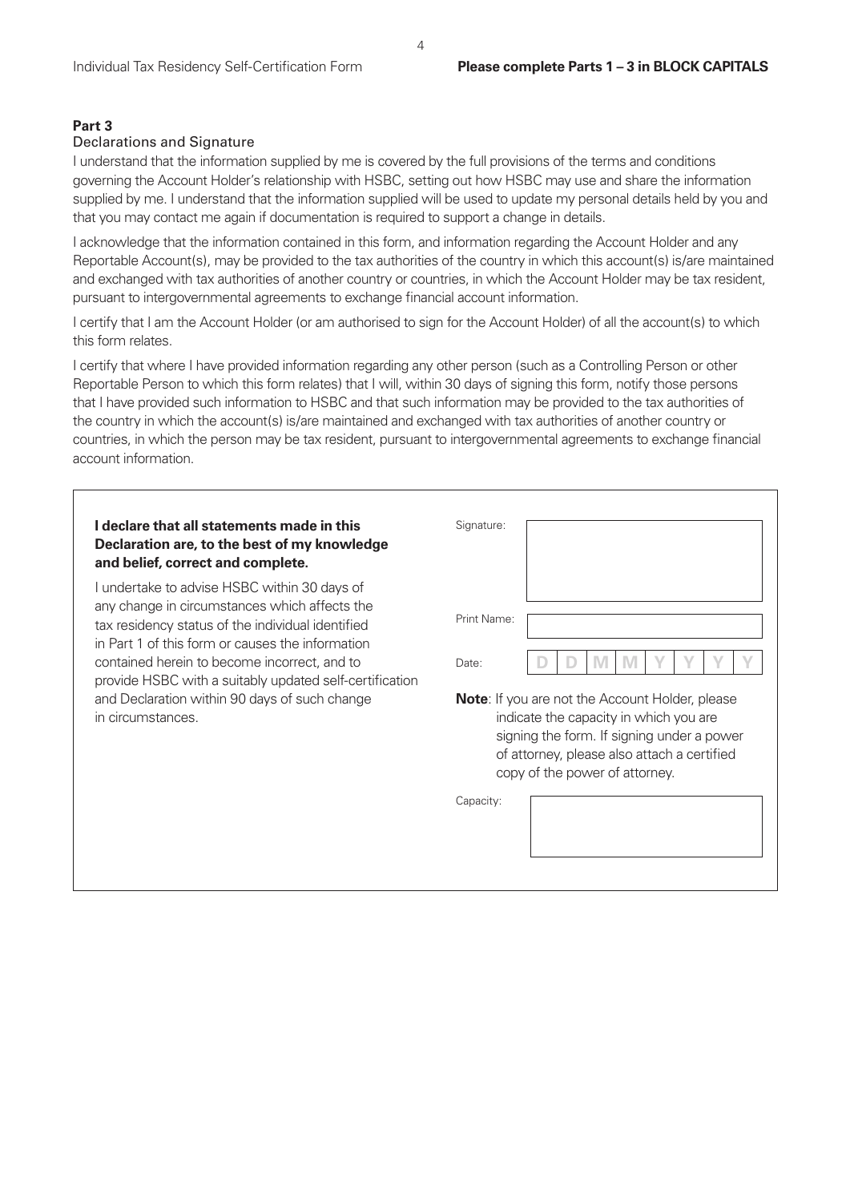**Please complete Parts 1 – 3 in BLOCK CAPITALS**

## Part 3

### Declarations and Signature

I understand that the information supplied by me is covered by the full provisions of the terms and conditions governing the Account Holder's relationship with HSBC, setting out how HSBC may use and share the information supplied by me. I understand that the information supplied will be used to update my personal details held by you and that you may contact me again if documentation is required to support a change in details.

I acknowledge that the information contained in this form, and information regarding the Account Holder and any Reportable Account(s), may be provided to the tax authorities of the country in which this account(s) is/are maintained and exchanged with tax authorities of another country or countries, in which the Account Holder may be tax resident, pursuant to intergovernmental agreements to exchange financial account information.

I certify that I am the Account Holder (or am authorised to sign for the Account Holder) of all the account(s) to which this form relates.

I certify that where I have provided information regarding any other person (such as a Controlling Person or other Reportable Person to which this form relates) that I will, within 30 days of signing this form, notify those persons that I have provided such information to HSBC and that such information may be provided to the tax authorities of the country in which the account(s) is/are maintained and exchanged with tax authorities of another country or countries, in which the person may be tax resident, pursuant to intergovernmental agreements to exchange financial account information.

**I declare that all statements made in this Declaration are, to the best of my knowledge and belief, correct and complete.**

I undertake to advise HSBC within 30 days of any change in circumstances which affects the tax residency status of the individual identified in Part 1 of this form or causes the information contained herein to become incorrect, and to provide HSBC with a suitably updated self-certification and Declaration within 90 days of such change in circumstances.

Signature:

Print Name:

Date: D D M M Y Y Y Y

**Note**: If you are not the Account Holder, please indicate the capacity in which you are signing the form. If signing under a power of attorney, please also attach a certified copy of the power of attorney.

Capacity: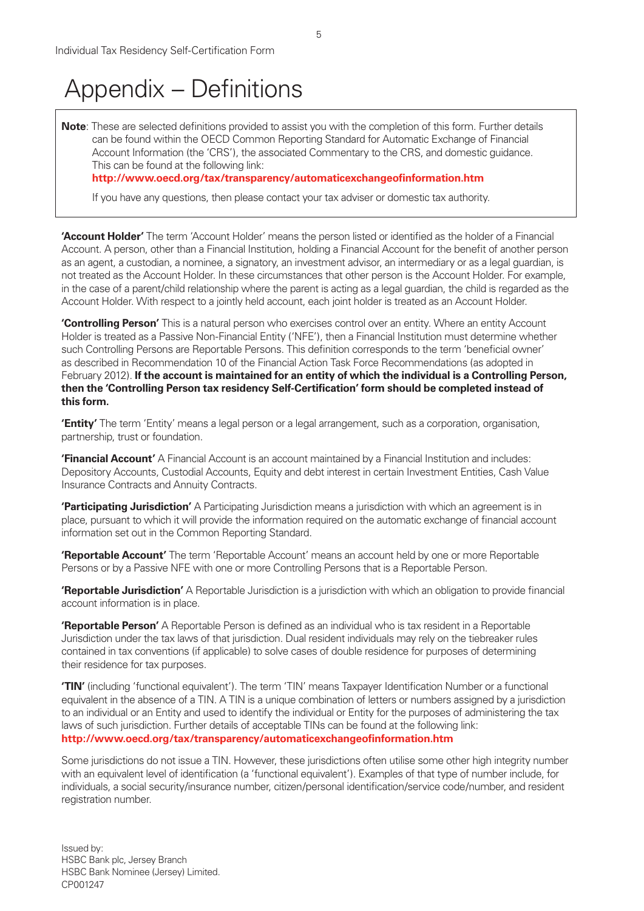# Appendix – Definitions

**Note**: These are selected definitions provided to assist you with the completion of this form. Further details can be found within the OECD Common Reporting Standard for Automatic Exchange of Financial Account Information (the 'CRS'), the associated Commentary to the CRS, and domestic guidance. This can be found at the following link:
**http://www.oecd.org/tax/transparency/automaticexchangeofinformation.htm**

If you have any questions, then please contact your tax adviser or domestic tax authority.

**'Account Holder'** The term 'Account Holder' means the person listed or identified as the holder of a Financial Account. A person, other than a Financial Institution, holding a Financial Account for the benefit of another person as an agent, a custodian, a nominee, a signatory, an investment advisor, an intermediary or as a legal guardian, is not treated as the Account Holder. In these circumstances that other person is the Account Holder. For example, in the case of a parent/child relationship where the parent is acting as a legal guardian, the child is regarded as the Account Holder. With respect to a jointly held account, each joint holder is treated as an Account Holder.

**'Controlling Person'** This is a natural person who exercises control over an entity. Where an entity Account Holder is treated as a Passive Non-Financial Entity ('NFE'), then a Financial Institution must determine whether such Controlling Persons are Reportable Persons. This definition corresponds to the term 'beneficial owner' as described in Recommendation 10 of the Financial Action Task Force Recommendations (as adopted in February 2012). **If the account is maintained for an entity of which the individual is a Controlling Person, then the 'Controlling Person tax residency Self-Certification' form should be completed instead of this form.**

**'Entity'** The term 'Entity' means a legal person or a legal arrangement, such as a corporation, organisation, partnership, trust or foundation.

**'Financial Account'** A Financial Account is an account maintained by a Financial Institution and includes: Depository Accounts, Custodial Accounts, Equity and debt interest in certain Investment Entities, Cash Value Insurance Contracts and Annuity Contracts.

**'Participating Jurisdiction'** A Participating Jurisdiction means a jurisdiction with which an agreement is in place, pursuant to which it will provide the information required on the automatic exchange of financial account information set out in the Common Reporting Standard.

**'Reportable Account'** The term 'Reportable Account' means an account held by one or more Reportable Persons or by a Passive NFE with one or more Controlling Persons that is a Reportable Person.

**'Reportable Jurisdiction'** A Reportable Jurisdiction is a jurisdiction with which an obligation to provide financial account information is in place.

**'Reportable Person'** A Reportable Person is defined as an individual who is tax resident in a Reportable Jurisdiction under the tax laws of that jurisdiction. Dual resident individuals may rely on the tiebreaker rules contained in tax conventions (if applicable) to solve cases of double residence for purposes of determining their residence for tax purposes.

**'TIN'** (including 'functional equivalent'). The term 'TIN' means Taxpayer Identification Number or a functional equivalent in the absence of a TIN. A TIN is a unique combination of letters or numbers assigned by a jurisdiction to an individual or an Entity and used to identify the individual or Entity for the purposes of administering the tax laws of such jurisdiction. Further details of acceptable TINs can be found at the following link:
**http://www.oecd.org/tax/transparency/automaticexchangeofinformation.htm**

Some jurisdictions do not issue a TIN. However, these jurisdictions often utilise some other high integrity number with an equivalent level of identification (a 'functional equivalent'). Examples of that type of number include, for individuals, a social security/insurance number, citizen/personal identification/service code/number, and resident registration number.

Issued by:
HSBC Bank plc, Jersey Branch
HSBC Bank Nominee (Jersey) Limited.
CP001247